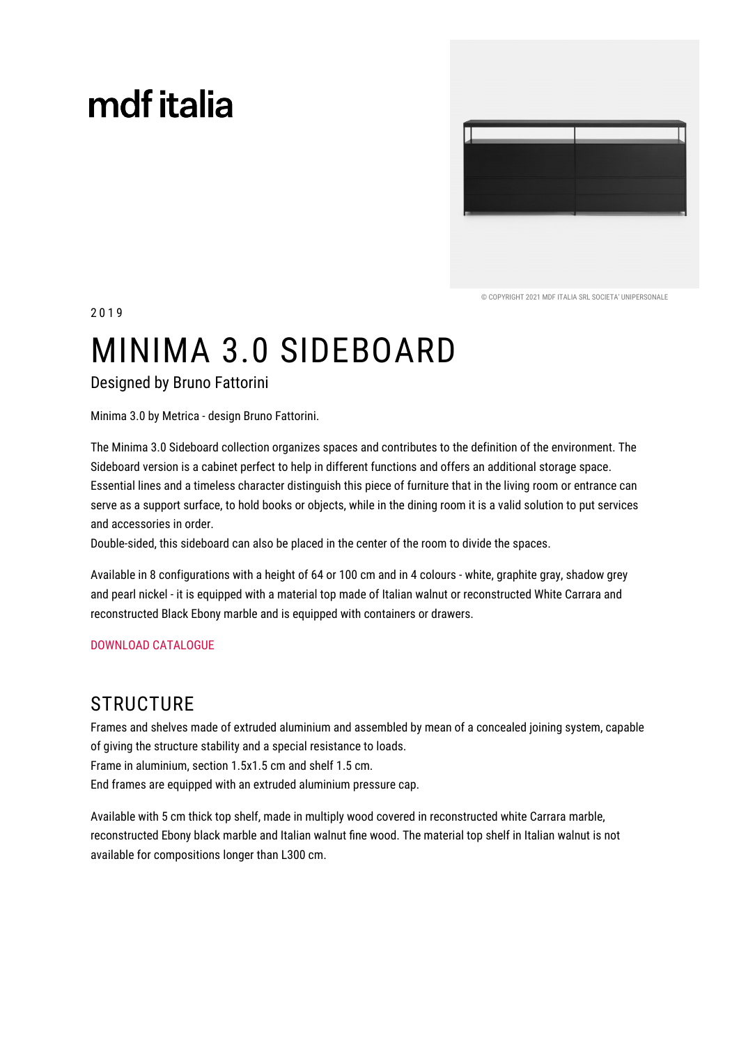mdf italia

© COPYRIGHT 2021 MDF ITALIA SRL SOCIETA' UNIPERSONALE

2019

# MINIMA 3.0 SIDEBOARD

Designed by Bruno Fattorini

Minima 3.0 by Metrica - design Bruno Fattorini.

The Minima 3.0 Sideboard collection organizes spaces and contributes to the definition of the environment. The Sideboard version is a cabinet perfect to help in different functions and offers an additional storage space. Essential lines and a timeless character distinguish this piece of furniture that in the living room or entrance can serve as a support surface, to hold books or objects, while in the dining room it is a valid solution to put services and accessories in order.
Double-sided, this sideboard can also be placed in the center of the room to divide the spaces.

Available in 8 configurations with a height of 64 or 100 cm and in 4 colours - white, graphite gray, shadow grey and pearl nickel - it is equipped with a material top made of Italian walnut or reconstructed White Carrara and reconstructed Black Ebony marble and is equipped with containers or drawers.

DOWNLOAD CATALOGUE

## STRUCTURE

Frames and shelves made of extruded aluminium and assembled by mean of a concealed joining system, capable of giving the structure stability and a special resistance to loads.
Frame in aluminium, section 1.5x1.5 cm and shelf 1.5 cm.
End frames are equipped with an extruded aluminium pressure cap.

Available with 5 cm thick top shelf, made in multiply wood covered in reconstructed white Carrara marble, reconstructed Ebony black marble and Italian walnut fine wood. The material top shelf in Italian walnut is not available for compositions longer than L300 cm.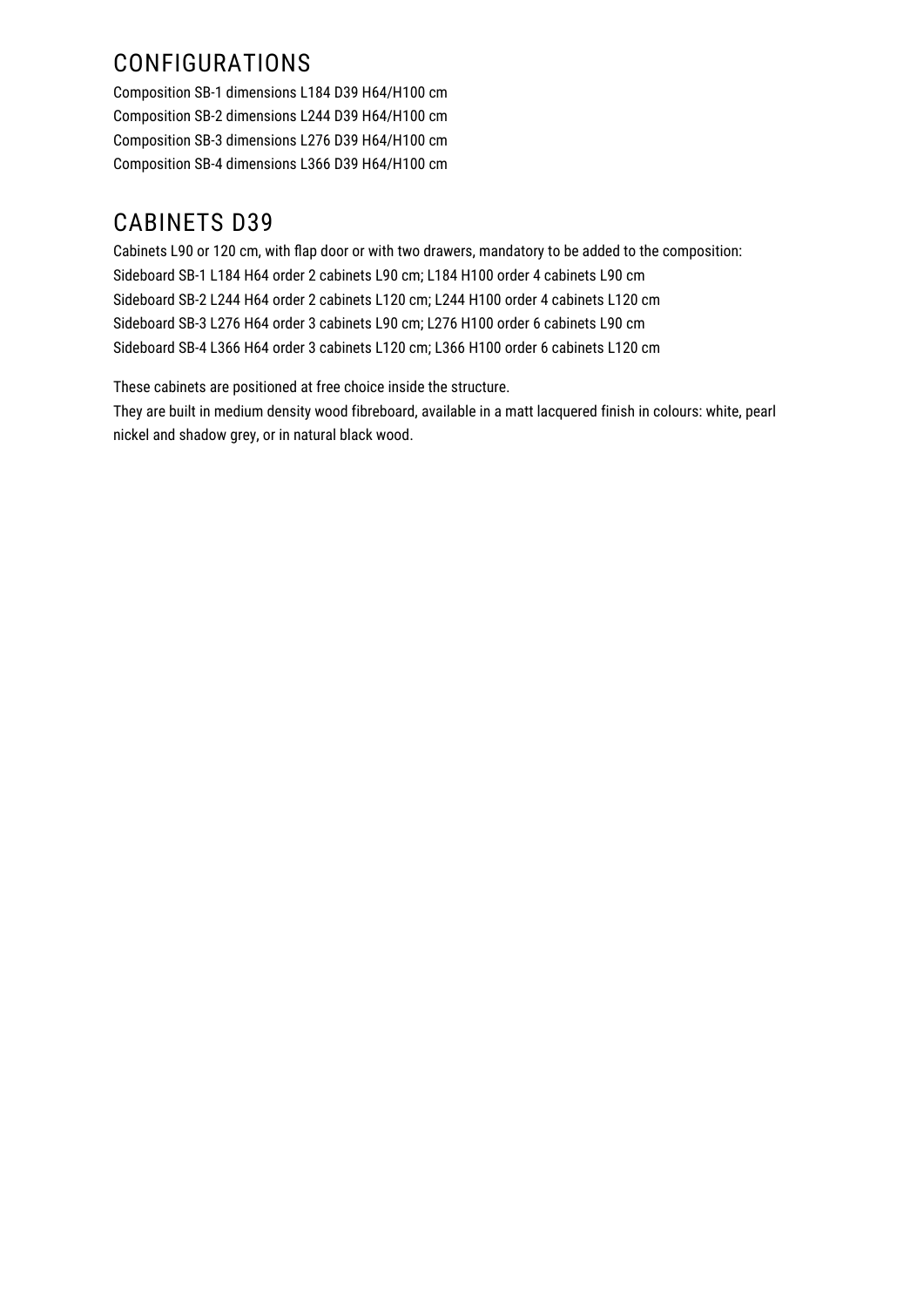## CONFIGURATIONS

Composition SB-1 dimensions L184 D39 H64/H100 cm
Composition SB-2 dimensions L244 D39 H64/H100 cm
Composition SB-3 dimensions L276 D39 H64/H100 cm
Composition SB-4 dimensions L366 D39 H64/H100 cm

## CABINETS D39

Cabinets L90 or 120 cm, with flap door or with two drawers, mandatory to be added to the composition:
Sideboard SB-1 L184 H64 order 2 cabinets L90 cm; L184 H100 order 4 cabinets L90 cm
Sideboard SB-2 L244 H64 order 2 cabinets L120 cm; L244 H100 order 4 cabinets L120 cm
Sideboard SB-3 L276 H64 order 3 cabinets L90 cm; L276 H100 order 6 cabinets L90 cm
Sideboard SB-4 L366 H64 order 3 cabinets L120 cm; L366 H100 order 6 cabinets L120 cm

These cabinets are positioned at free choice inside the structure.
They are built in medium density wood fibreboard, available in a matt lacquered finish in colours: white, pearl nickel and shadow grey, or in natural black wood.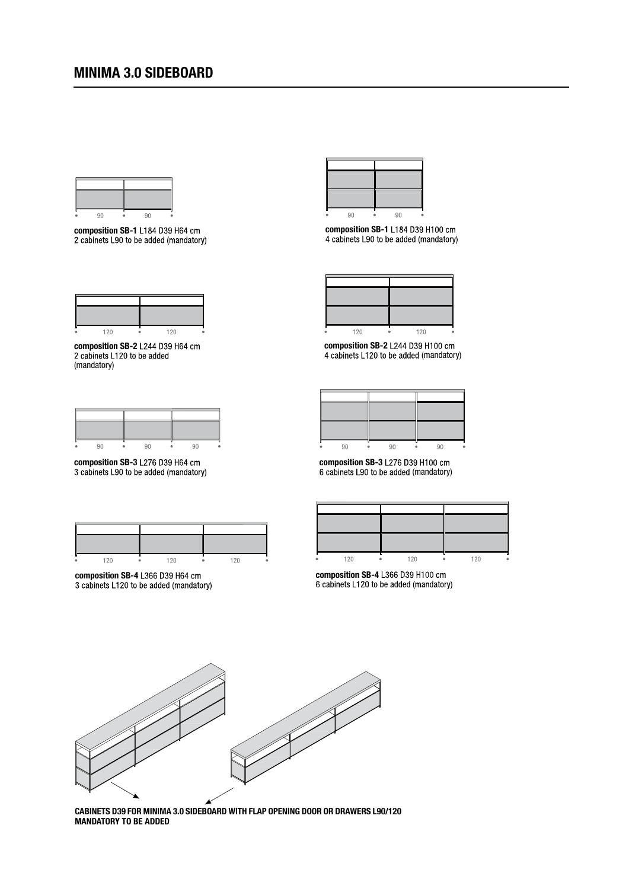# MINIMA 3.0 SIDEBOARD

**composition SB-1** L184 D39 H64 cm
2 cabinets L90 to be added (mandatory)

**composition SB-1** L184 D39 H100 cm
4 cabinets L90 to be added (mandatory)

**composition SB-2** L244 D39 H64 cm
2 cabinets L120 to be added
(mandatory)

**composition SB-2** L244 D39 H100 cm
4 cabinets L120 to be added (mandatory)

**composition SB-3** L276 D39 H64 cm
3 cabinets L90 to be added (mandatory)

**composition SB-3** L276 D39 H100 cm
6 cabinets L90 to be added (mandatory)

**composition SB-4** L366 D39 H64 cm
3 cabinets L120 to be added (mandatory)

**composition SB-4** L366 D39 H100 cm
6 cabinets L120 to be added (mandatory)

**CABINETS D39 FOR MINIMA 3.0 SIDEBOARD WITH FLAP OPENING DOOR OR DRAWERS L90/120**
**MANDATORY TO BE ADDED**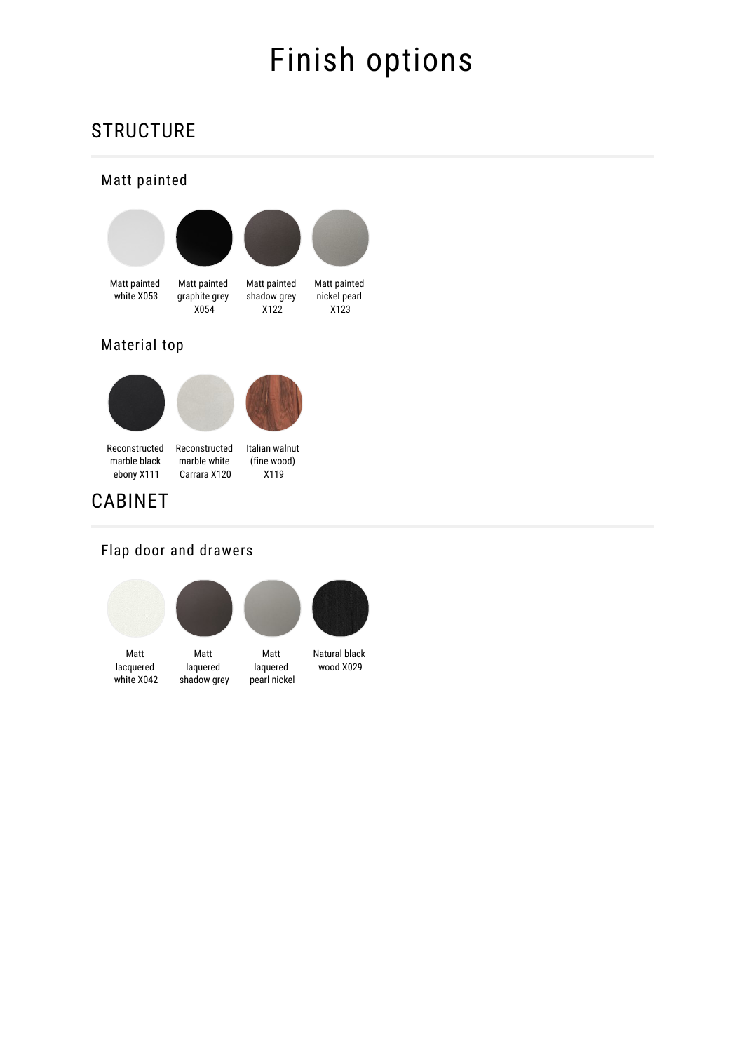# Finish options

## STRUCTURE

### Matt painted

- Matt painted white X053
- Matt painted graphite grey X054
- Matt painted shadow grey X122
- Matt painted nickel pearl X123

### Material top

- Reconstructed marble black ebony X111
- Reconstructed marble white Carrara X120
- Italian walnut (fine wood) X119

## CABINET

### Flap door and drawers

- Matt lacquered white X042
- Matt laquered shadow grey
- Matt laquered pearl nickel
- Natural black wood X029